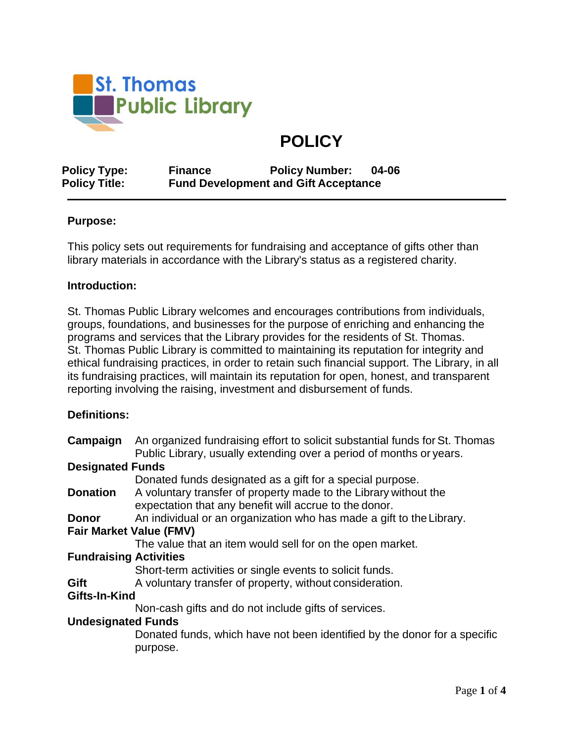St. Thomas Public Library

# POLICY

| | | | |
|---|---|---|---|
| **Policy Type:** | **Finance** | **Policy Number:** | **04-06** |
| **Policy Title:** | **Fund Development and Gift Acceptance** | | |

**Purpose:**

This policy sets out requirements for fundraising and acceptance of gifts other than library materials in accordance with the Library's status as a registered charity.

**Introduction:**

St. Thomas Public Library welcomes and encourages contributions from individuals, groups, foundations, and businesses for the purpose of enriching and enhancing the programs and services that the Library provides for the residents of St. Thomas. St. Thomas Public Library is committed to maintaining its reputation for integrity and ethical fundraising practices, in order to retain such financial support. The Library, in all its fundraising practices, will maintain its reputation for open, honest, and transparent reporting involving the raising, investment and disbursement of funds.

**Definitions:**

**Campaign** An organized fundraising effort to solicit substantial funds for St. Thomas Public Library, usually extending over a period of months or years.

**Designated Funds**
Donated funds designated as a gift for a special purpose.

**Donation** A voluntary transfer of property made to the Library without the expectation that any benefit will accrue to the donor.

**Donor** An individual or an organization who has made a gift to the Library.

**Fair Market Value (FMV)**
The value that an item would sell for on the open market.

**Fundraising Activities**
Short-term activities or single events to solicit funds.

**Gift** A voluntary transfer of property, without consideration.

**Gifts-In-Kind**
Non-cash gifts and do not include gifts of services.

**Undesignated Funds**
Donated funds, which have not been identified by the donor for a specific purpose.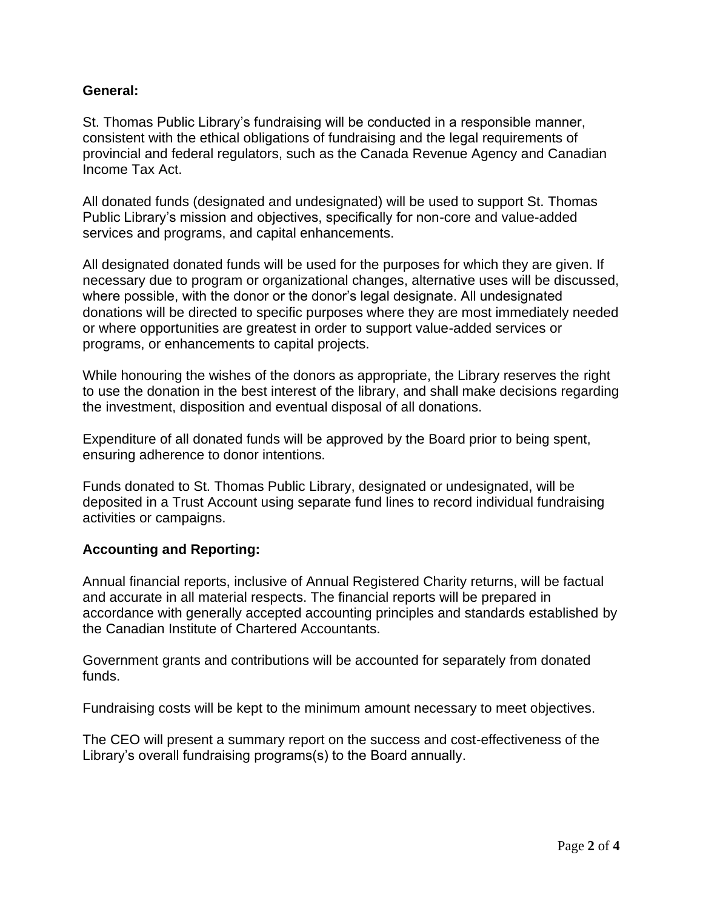**General:**

St. Thomas Public Library's fundraising will be conducted in a responsible manner, consistent with the ethical obligations of fundraising and the legal requirements of provincial and federal regulators, such as the Canada Revenue Agency and Canadian Income Tax Act.

All donated funds (designated and undesignated) will be used to support St. Thomas Public Library's mission and objectives, specifically for non-core and value-added services and programs, and capital enhancements.

All designated donated funds will be used for the purposes for which they are given. If necessary due to program or organizational changes, alternative uses will be discussed, where possible, with the donor or the donor's legal designate. All undesignated donations will be directed to specific purposes where they are most immediately needed or where opportunities are greatest in order to support value-added services or programs, or enhancements to capital projects.

While honouring the wishes of the donors as appropriate, the Library reserves the right to use the donation in the best interest of the library, and shall make decisions regarding the investment, disposition and eventual disposal of all donations.

Expenditure of all donated funds will be approved by the Board prior to being spent, ensuring adherence to donor intentions.

Funds donated to St. Thomas Public Library, designated or undesignated, will be deposited in a Trust Account using separate fund lines to record individual fundraising activities or campaigns.

**Accounting and Reporting:**

Annual financial reports, inclusive of Annual Registered Charity returns, will be factual and accurate in all material respects. The financial reports will be prepared in accordance with generally accepted accounting principles and standards established by the Canadian Institute of Chartered Accountants.

Government grants and contributions will be accounted for separately from donated funds.

Fundraising costs will be kept to the minimum amount necessary to meet objectives.

The CEO will present a summary report on the success and cost-effectiveness of the Library's overall fundraising programs(s) to the Board annually.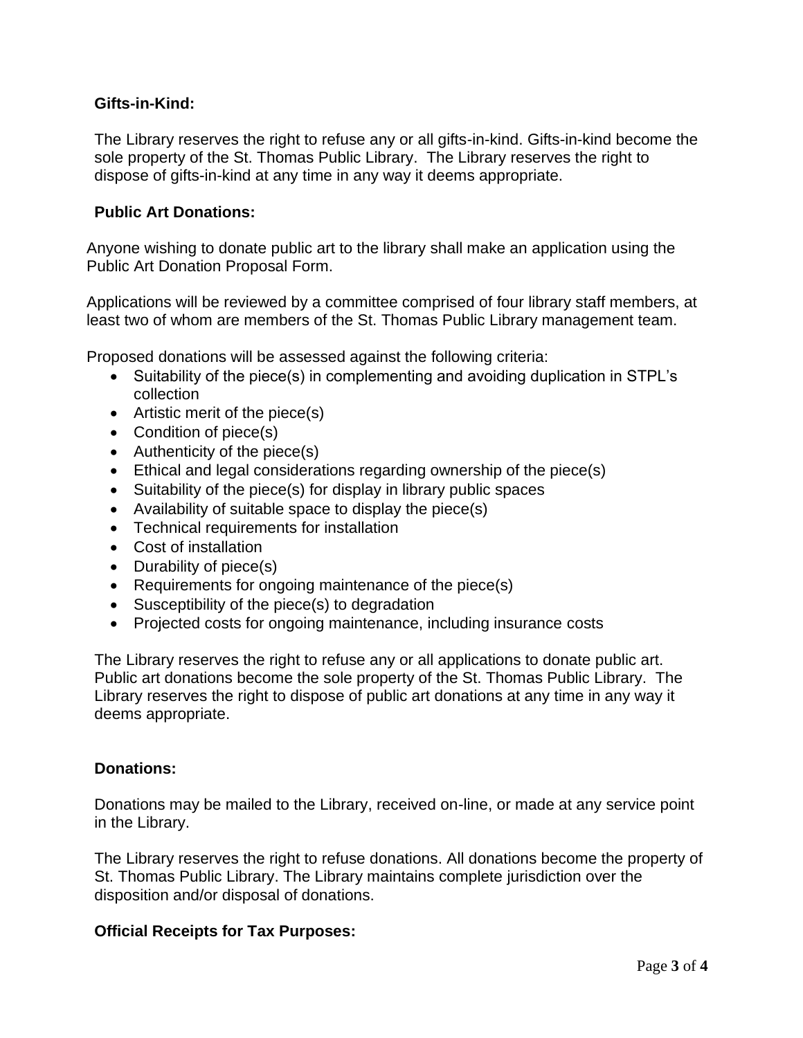**Gifts-in-Kind:**

The Library reserves the right to refuse any or all gifts-in-kind. Gifts-in-kind become the sole property of the St. Thomas Public Library. The Library reserves the right to dispose of gifts-in-kind at any time in any way it deems appropriate.

**Public Art Donations:**

Anyone wishing to donate public art to the library shall make an application using the Public Art Donation Proposal Form.

Applications will be reviewed by a committee comprised of four library staff members, at least two of whom are members of the St. Thomas Public Library management team.

Proposed donations will be assessed against the following criteria:

- Suitability of the piece(s) in complementing and avoiding duplication in STPL's collection
- Artistic merit of the piece(s)
- Condition of piece(s)
- Authenticity of the piece(s)
- Ethical and legal considerations regarding ownership of the piece(s)
- Suitability of the piece(s) for display in library public spaces
- Availability of suitable space to display the piece(s)
- Technical requirements for installation
- Cost of installation
- Durability of piece(s)
- Requirements for ongoing maintenance of the piece(s)
- Susceptibility of the piece(s) to degradation
- Projected costs for ongoing maintenance, including insurance costs

The Library reserves the right to refuse any or all applications to donate public art. Public art donations become the sole property of the St. Thomas Public Library. The Library reserves the right to dispose of public art donations at any time in any way it deems appropriate.

**Donations:**

Donations may be mailed to the Library, received on-line, or made at any service point in the Library.

The Library reserves the right to refuse donations. All donations become the property of St. Thomas Public Library. The Library maintains complete jurisdiction over the disposition and/or disposal of donations.

**Official Receipts for Tax Purposes:**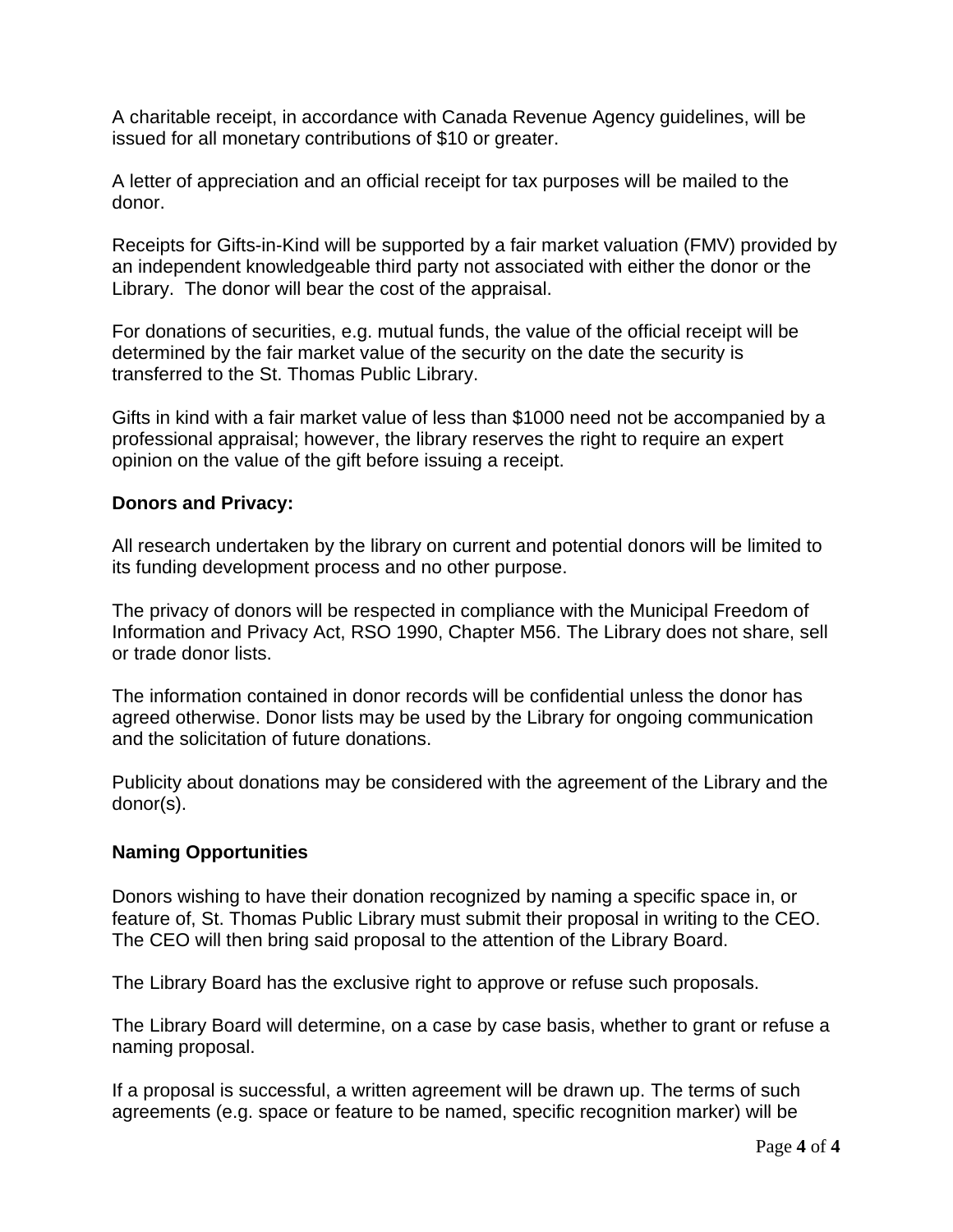A charitable receipt, in accordance with Canada Revenue Agency guidelines, will be issued for all monetary contributions of $10 or greater.

A letter of appreciation and an official receipt for tax purposes will be mailed to the donor.

Receipts for Gifts-in-Kind will be supported by a fair market valuation (FMV) provided by an independent knowledgeable third party not associated with either the donor or the Library. The donor will bear the cost of the appraisal.

For donations of securities, e.g. mutual funds, the value of the official receipt will be determined by the fair market value of the security on the date the security is transferred to the St. Thomas Public Library.

Gifts in kind with a fair market value of less than $1000 need not be accompanied by a professional appraisal; however, the library reserves the right to require an expert opinion on the value of the gift before issuing a receipt.

**Donors and Privacy:**

All research undertaken by the library on current and potential donors will be limited to its funding development process and no other purpose.

The privacy of donors will be respected in compliance with the Municipal Freedom of Information and Privacy Act, RSO 1990, Chapter M56. The Library does not share, sell or trade donor lists.

The information contained in donor records will be confidential unless the donor has agreed otherwise. Donor lists may be used by the Library for ongoing communication and the solicitation of future donations.

Publicity about donations may be considered with the agreement of the Library and the donor(s).

**Naming Opportunities**

Donors wishing to have their donation recognized by naming a specific space in, or feature of, St. Thomas Public Library must submit their proposal in writing to the CEO. The CEO will then bring said proposal to the attention of the Library Board.

The Library Board has the exclusive right to approve or refuse such proposals.

The Library Board will determine, on a case by case basis, whether to grant or refuse a naming proposal.

If a proposal is successful, a written agreement will be drawn up. The terms of such agreements (e.g. space or feature to be named, specific recognition marker) will be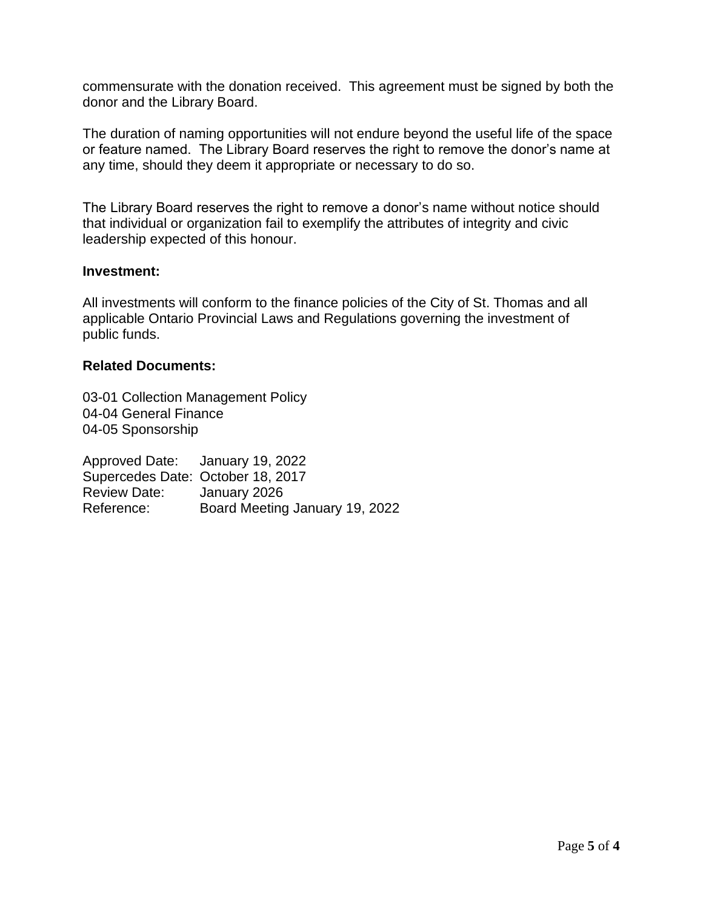commensurate with the donation received. This agreement must be signed by both the donor and the Library Board.

The duration of naming opportunities will not endure beyond the useful life of the space or feature named. The Library Board reserves the right to remove the donor's name at any time, should they deem it appropriate or necessary to do so.

The Library Board reserves the right to remove a donor's name without notice should that individual or organization fail to exemplify the attributes of integrity and civic leadership expected of this honour.

**Investment:**

All investments will conform to the finance policies of the City of St. Thomas and all applicable Ontario Provincial Laws and Regulations governing the investment of public funds.

**Related Documents:**

03-01 Collection Management Policy
04-04 General Finance
04-05 Sponsorship

| | |
|---|---|
| Approved Date: | January 19, 2022 |
| Supercedes Date: | October 18, 2017 |
| Review Date: | January 2026 |
| Reference: | Board Meeting January 19, 2022 |